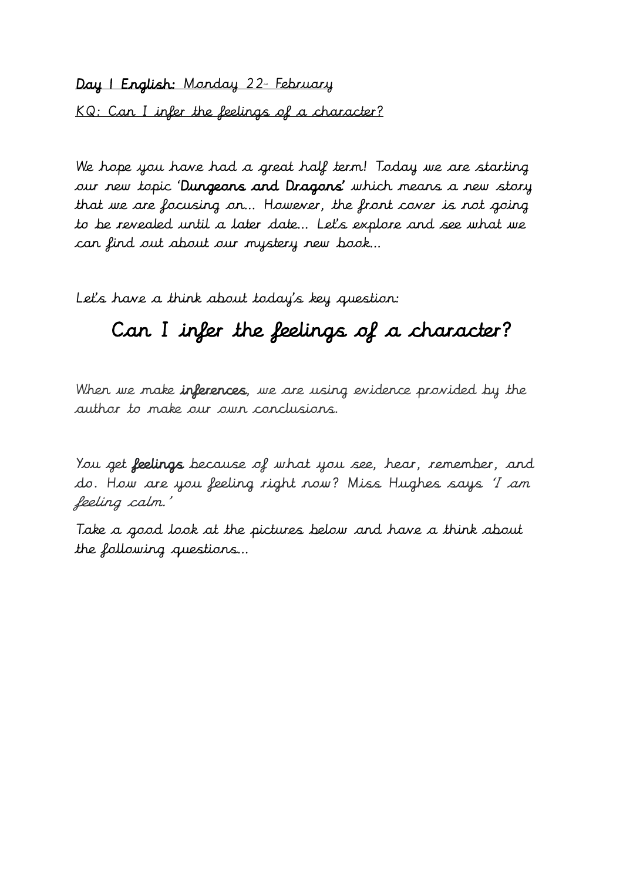**Day 1 English:** Monday 22[nd] February

KQ: Can I infer the feelings of a character?

We hope you have had a great half term! Today we are starting our new topic '**Dungeons and Dragons'** which means a new story that we are focusing on... However, the front cover is not going to be revealed until a later date... Let's explore and see what we can find out about our mystery new book...

Let's have a think about today's key question:

## Can I infer the feelings of a character?

When we make **inferences**, we are using evidence provided by the author to make our own conclusions.

You get **feelings** because of what you see, hear, remember, and do. How are you feeling right now? Miss Hughes says 'I am feeling calm.'

Take a good look at the pictures below and have a think about the following questions...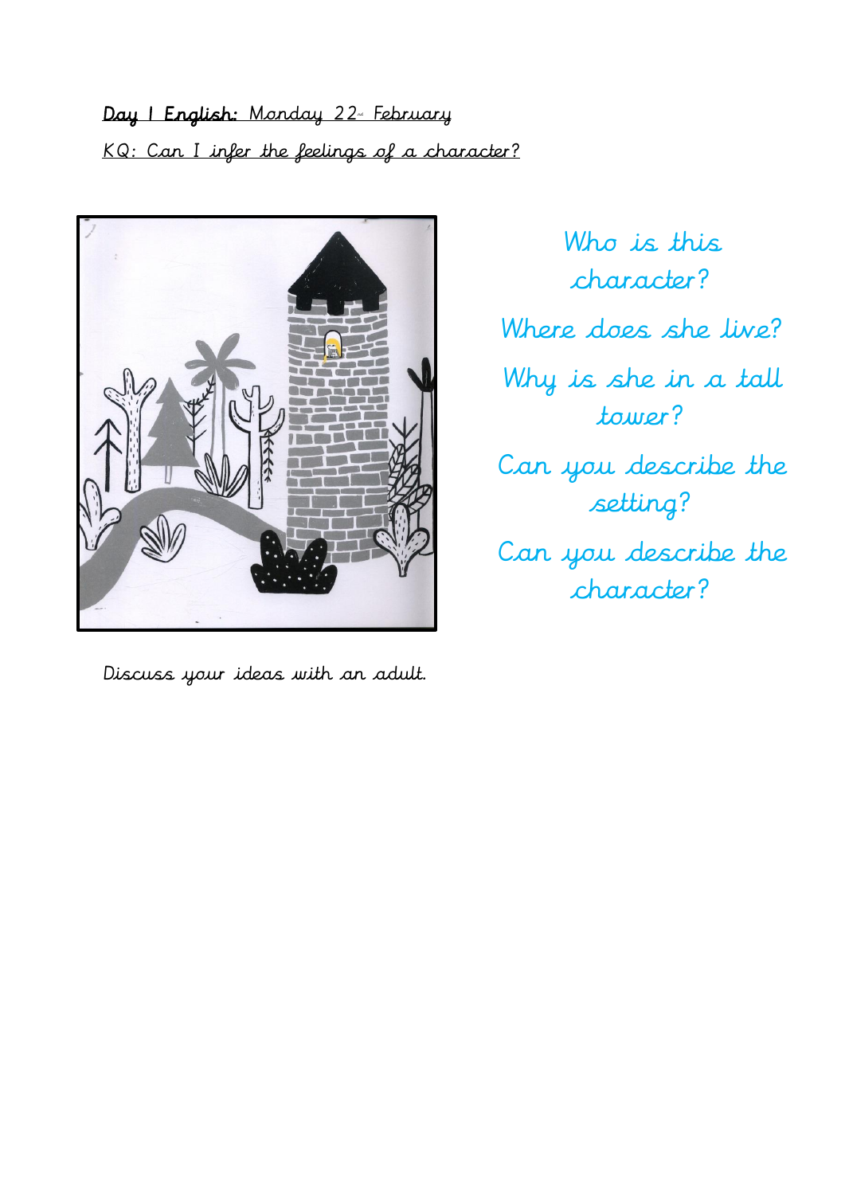**Day 1 English:** Monday 22nd February

KQ: Can I infer the feelings of a character?

Who is this character?

Where does she live?

Why is she in a tall tower?

Can you describe the setting?

Can you describe the character?

Discuss your ideas with an adult.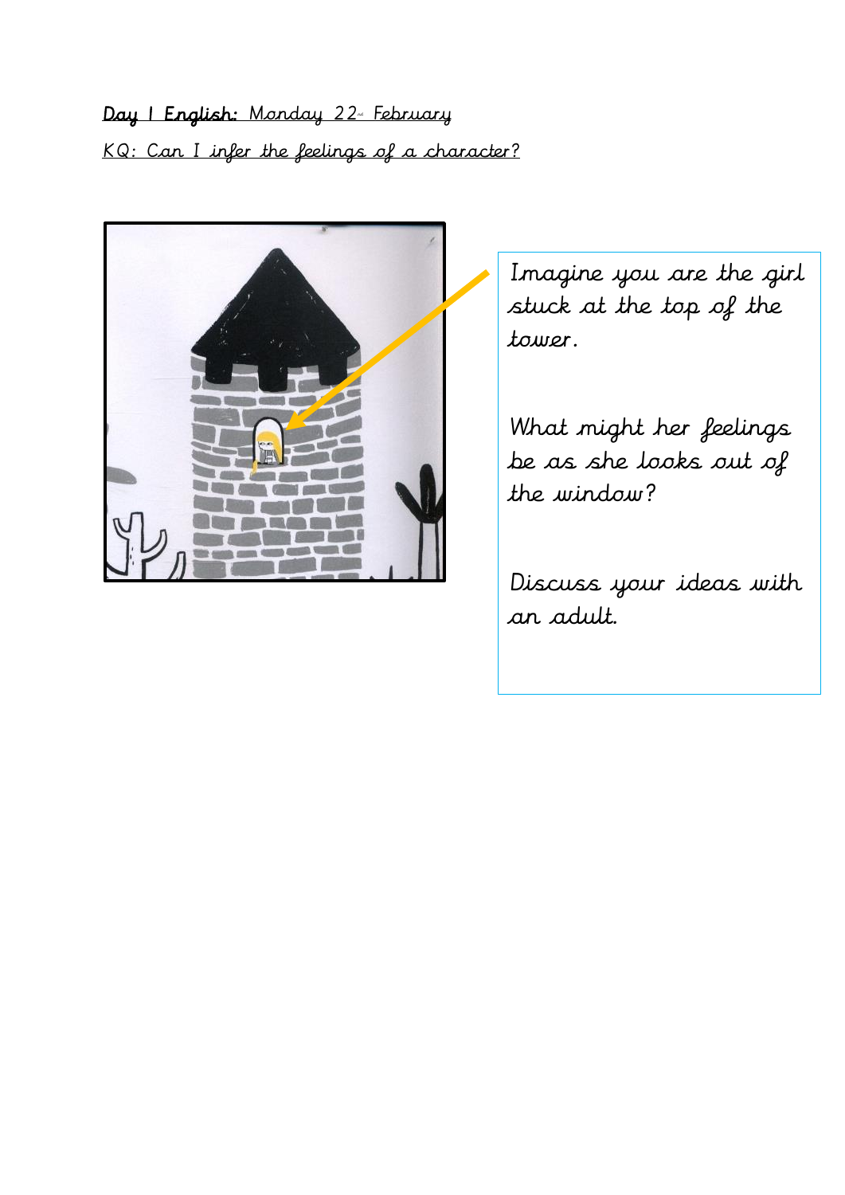**Day 1 English:** Monday 22nd February

KQ: Can I infer the feelings of a character?

Imagine you are the girl stuck at the top of the tower.

What might her feelings be as she looks out of the window?

Discuss your ideas with an adult.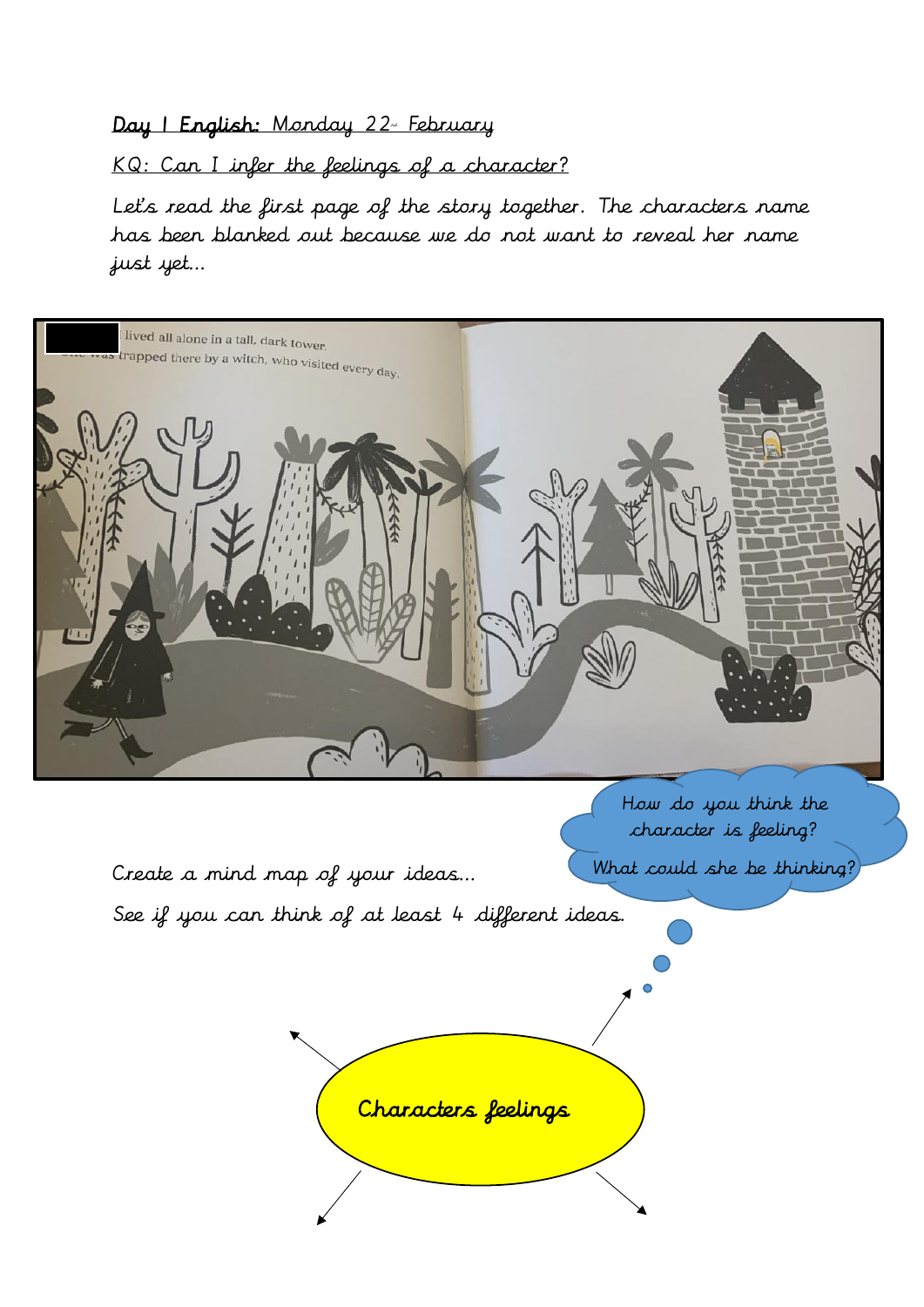**Day 1 English:** Monday 22nd February

KQ: Can I infer the feelings of a character?

Let's read the first page of the story together. The characters name has been blanked out because we do not want to reveal her name just yet...

lived all alone in a tall, dark tower. She was trapped there by a witch, who visited every day.

How do you think the character is feeling?

What could she be thinking?

Create a mind map of your ideas...

See if you can think of at least 4 different ideas.

Characters feelings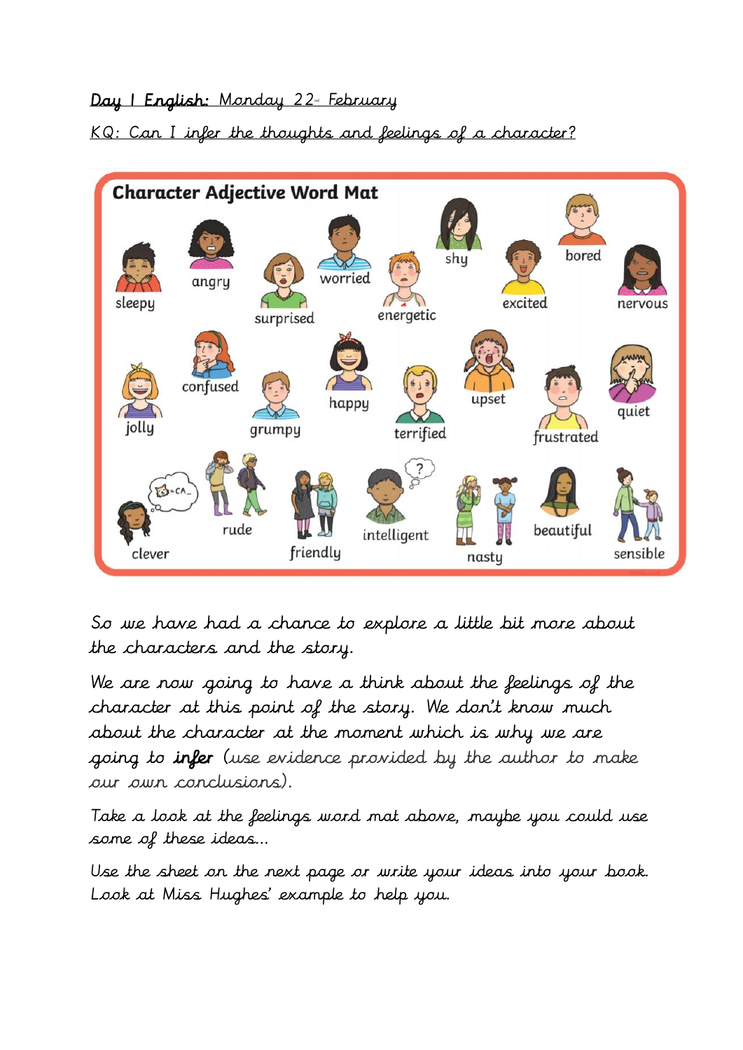**Day 1 English:** Monday 22nd February

KQ: Can I infer the thoughts and feelings of a character?

## Character Adjective Word Mat

sleepy, angry, surprised, worried, energetic, shy, excited, bored, nervous, jolly, confused, grumpy, happy, terrified, upset, frustrated, quiet, clever, rude, friendly, intelligent, nasty, beautiful, sensible

So we have had a chance to explore a little bit more about the characters and the story.

We are now going to have a think about the feelings of the character at this point of the story. We don't know much about the character at the moment which is why we are going to ***infer*** (use evidence provided by the author to make our own conclusions).

Take a look at the feelings word mat above, maybe you could use some of these ideas...

Use the sheet on the next page or write your ideas into your book. Look at Miss Hughes' example to help you.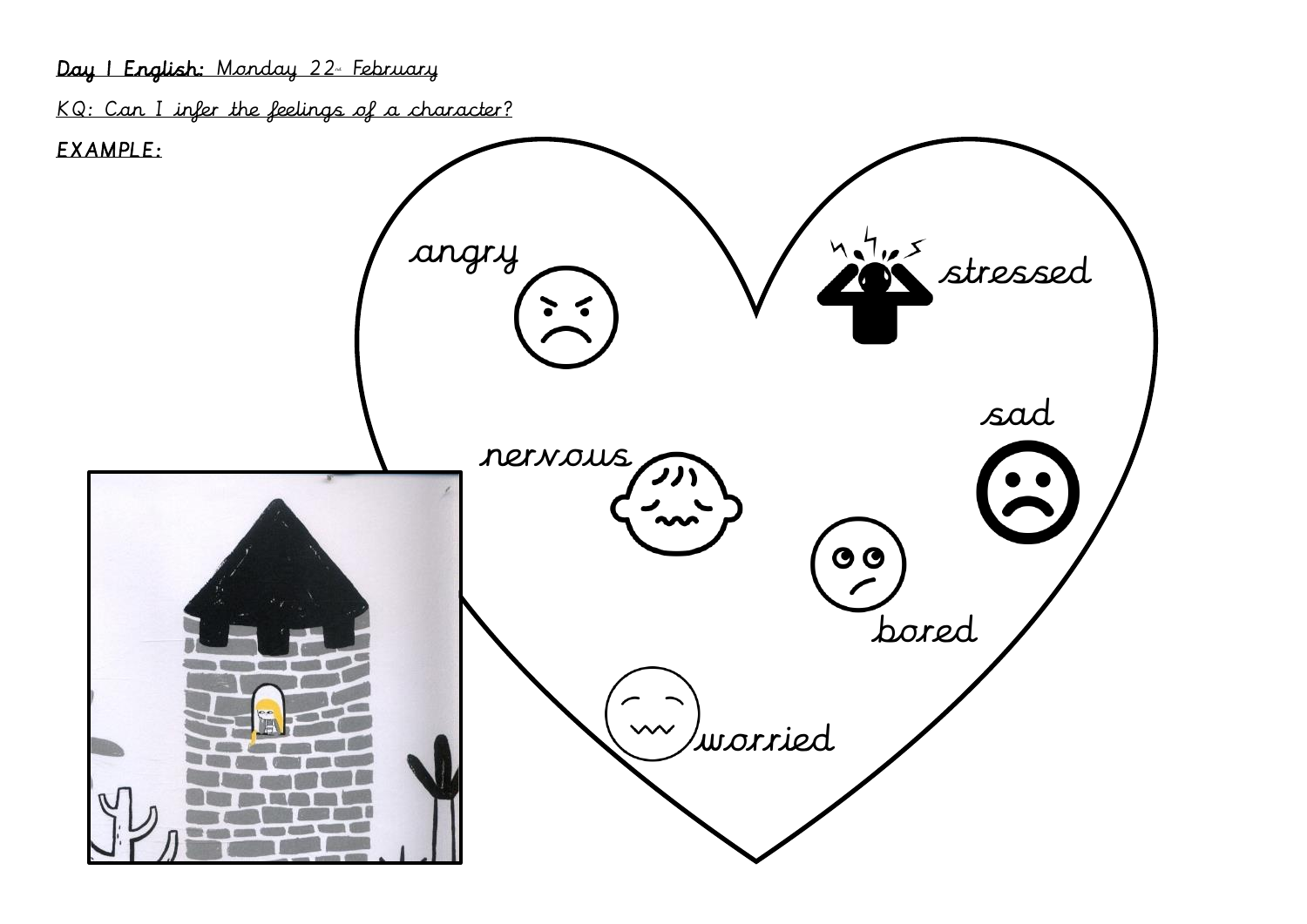**Day 1 English:** Monday 22nd February

KQ: Can I infer the feelings of a character?

**EXAMPLE:**

angry

stressed

sad

nervous

bored

worried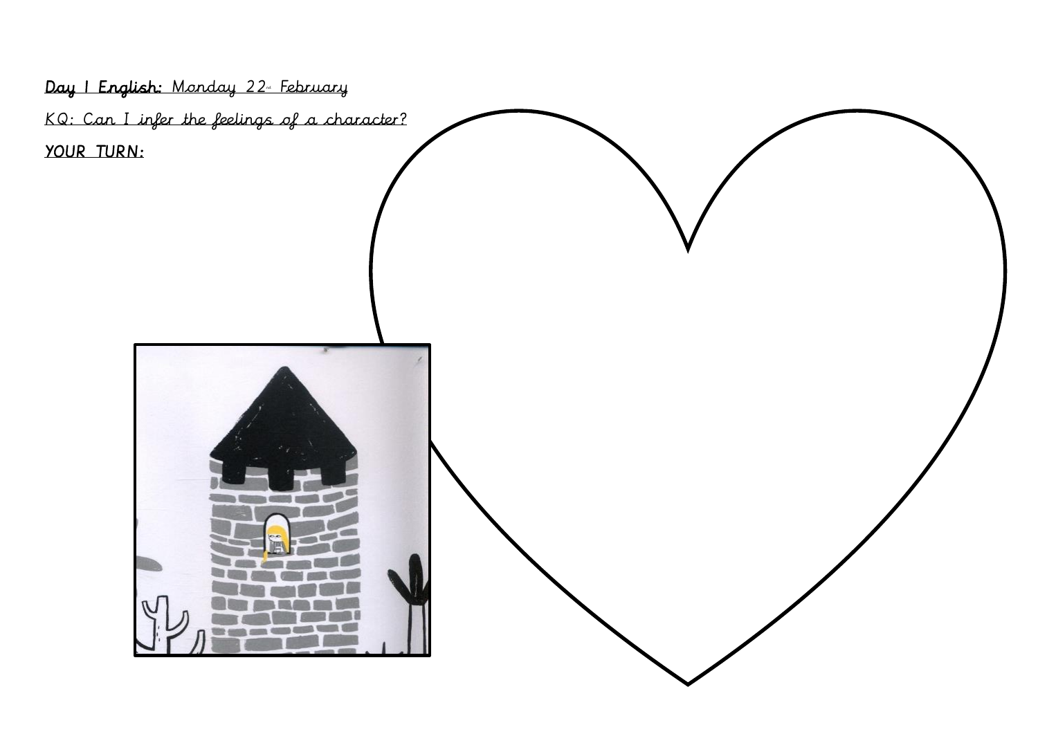**Day 1 English:** Monday 22nd February

KQ: Can I infer the feelings of a character?

***YOUR TURN:***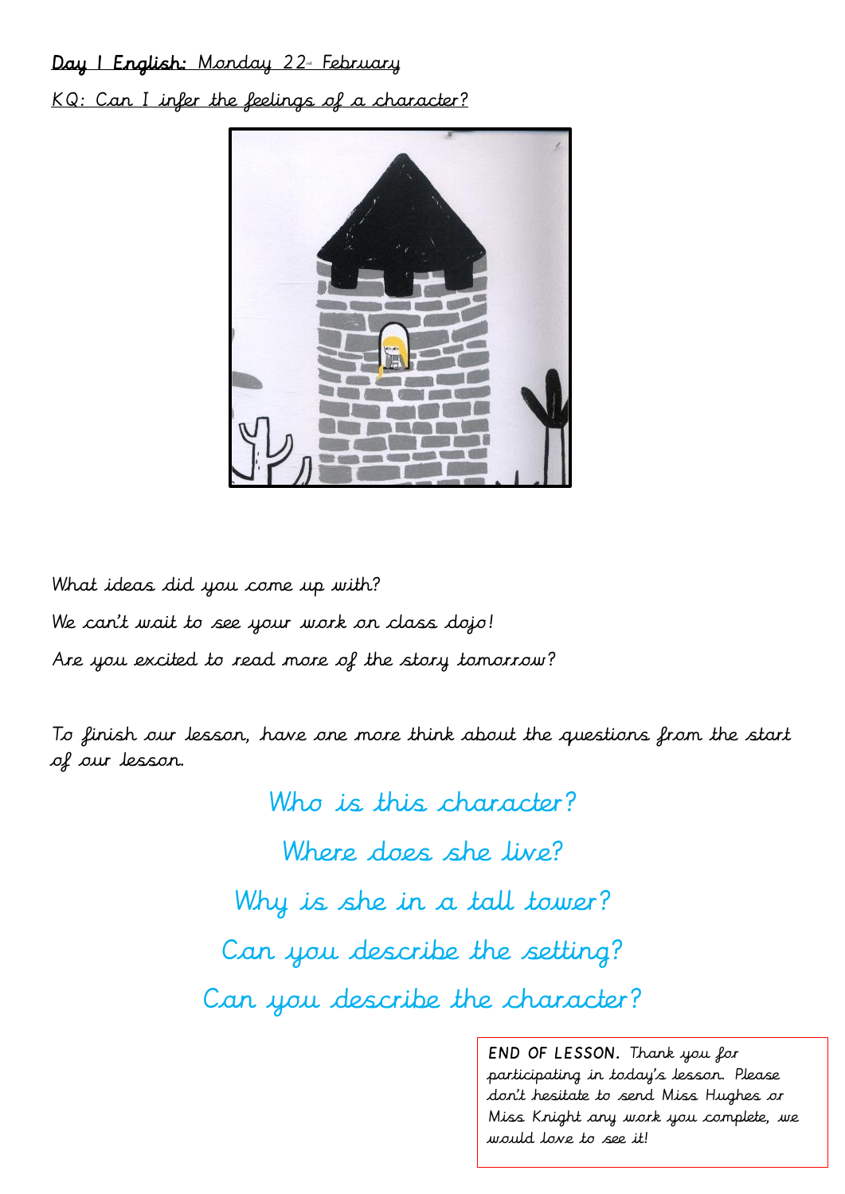**Day 1 English:** Monday 22nd February

KQ: Can I infer the feelings of a character?

What ideas did you come up with?

We can't wait to see your work on class dojo!

Are you excited to read more of the story tomorrow?

To finish our lesson, have one more think about the questions from the start of our lesson.

Who is this character?

Where does she live?

Why is she in a tall tower?

Can you describe the setting?

Can you describe the character?

**END OF LESSON.** Thank you for participating in today's lesson. Please don't hesitate to send Miss Hughes or Miss Knight any work you complete, we would love to see it!